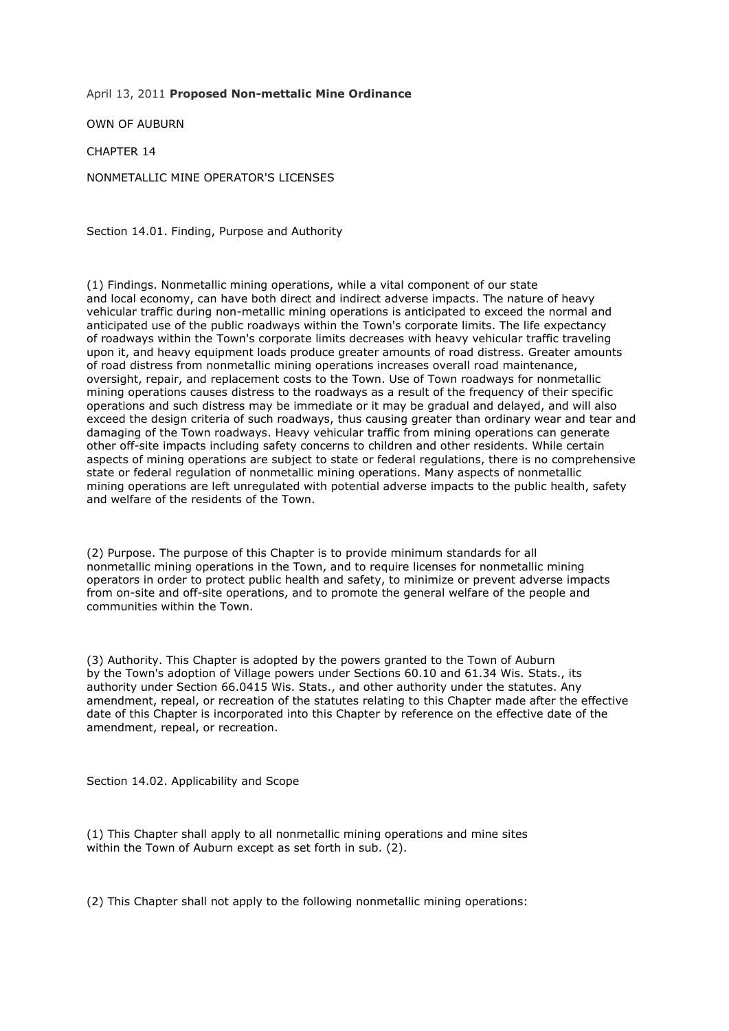April 13, 2011 **Proposed Non-mettalic Mine Ordinance**

OWN OF AUBURN

CHAPTER 14

NONMETALLIC MINE OPERATOR'S LICENSES

Section 14.01. Finding, Purpose and Authority

(1) Findings. Nonmetallic mining operations, while a vital component of our state and local economy, can have both direct and indirect adverse impacts. The nature of heavy vehicular traffic during non-metallic mining operations is anticipated to exceed the normal and anticipated use of the public roadways within the Town's corporate limits. The life expectancy of roadways within the Town's corporate limits decreases with heavy vehicular traffic traveling upon it, and heavy equipment loads produce greater amounts of road distress. Greater amounts of road distress from nonmetallic mining operations increases overall road maintenance, oversight, repair, and replacement costs to the Town. Use of Town roadways for nonmetallic mining operations causes distress to the roadways as a result of the frequency of their specific operations and such distress may be immediate or it may be gradual and delayed, and will also exceed the design criteria of such roadways, thus causing greater than ordinary wear and tear and damaging of the Town roadways. Heavy vehicular traffic from mining operations can generate other off-site impacts including safety concerns to children and other residents. While certain aspects of mining operations are subject to state or federal regulations, there is no comprehensive state or federal regulation of nonmetallic mining operations. Many aspects of nonmetallic mining operations are left unregulated with potential adverse impacts to the public health, safety and welfare of the residents of the Town.

(2) Purpose. The purpose of this Chapter is to provide minimum standards for all nonmetallic mining operations in the Town, and to require licenses for nonmetallic mining operators in order to protect public health and safety, to minimize or prevent adverse impacts from on-site and off-site operations, and to promote the general welfare of the people and communities within the Town.

(3) Authority. This Chapter is adopted by the powers granted to the Town of Auburn by the Town's adoption of Village powers under Sections 60.10 and 61.34 Wis. Stats., its authority under Section 66.0415 Wis. Stats., and other authority under the statutes. Any amendment, repeal, or recreation of the statutes relating to this Chapter made after the effective date of this Chapter is incorporated into this Chapter by reference on the effective date of the amendment, repeal, or recreation.

Section 14.02. Applicability and Scope

(1) This Chapter shall apply to all nonmetallic mining operations and mine sites within the Town of Auburn except as set forth in sub. (2).

(2) This Chapter shall not apply to the following nonmetallic mining operations: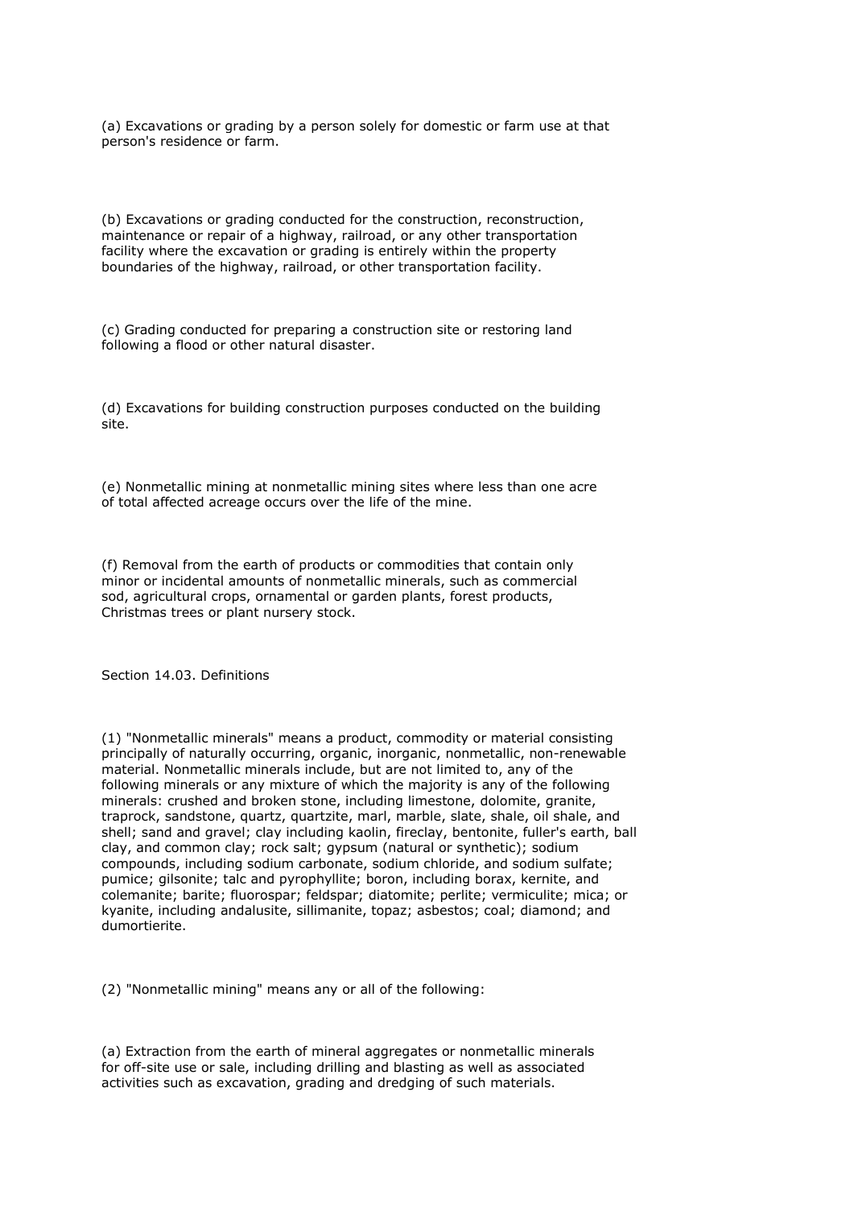(a) Excavations or grading by a person solely for domestic or farm use at that person's residence or farm.

(b) Excavations or grading conducted for the construction, reconstruction, maintenance or repair of a highway, railroad, or any other transportation facility where the excavation or grading is entirely within the property boundaries of the highway, railroad, or other transportation facility.

(c) Grading conducted for preparing a construction site or restoring land following a flood or other natural disaster.

(d) Excavations for building construction purposes conducted on the building site.

(e) Nonmetallic mining at nonmetallic mining sites where less than one acre of total affected acreage occurs over the life of the mine.

(f) Removal from the earth of products or commodities that contain only minor or incidental amounts of nonmetallic minerals, such as commercial sod, agricultural crops, ornamental or garden plants, forest products, Christmas trees or plant nursery stock.

## Section 14.03. Definitions

(1) "Nonmetallic minerals" means a product, commodity or material consisting principally of naturally occurring, organic, inorganic, nonmetallic, non-renewable material. Nonmetallic minerals include, but are not limited to, any of the following minerals or any mixture of which the majority is any of the following minerals: crushed and broken stone, including limestone, dolomite, granite, traprock, sandstone, quartz, quartzite, marl, marble, slate, shale, oil shale, and shell; sand and gravel; clay including kaolin, fireclay, bentonite, fuller's earth, ball clay, and common clay; rock salt; gypsum (natural or synthetic); sodium compounds, including sodium carbonate, sodium chloride, and sodium sulfate; pumice; gilsonite; talc and pyrophyllite; boron, including borax, kernite, and colemanite; barite; fluorospar; feldspar; diatomite; perlite; vermiculite; mica; or kyanite, including andalusite, sillimanite, topaz; asbestos; coal; diamond; and dumortierite.

(2) "Nonmetallic mining" means any or all of the following:

(a) Extraction from the earth of mineral aggregates or nonmetallic minerals for off-site use or sale, including drilling and blasting as well as associated activities such as excavation, grading and dredging of such materials.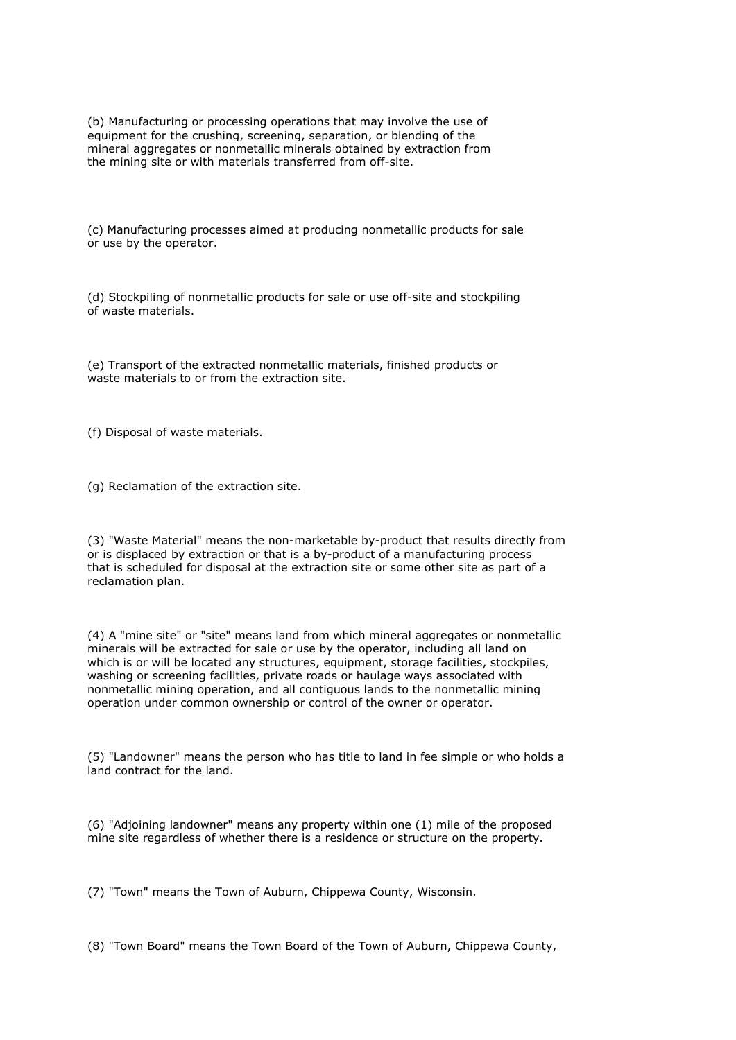(b) Manufacturing or processing operations that may involve the use of equipment for the crushing, screening, separation, or blending of the mineral aggregates or nonmetallic minerals obtained by extraction from the mining site or with materials transferred from off-site.

(c) Manufacturing processes aimed at producing nonmetallic products for sale or use by the operator.

(d) Stockpiling of nonmetallic products for sale or use off-site and stockpiling of waste materials.

(e) Transport of the extracted nonmetallic materials, finished products or waste materials to or from the extraction site.

(f) Disposal of waste materials.

(g) Reclamation of the extraction site.

(3) "Waste Material" means the non-marketable by-product that results directly from or is displaced by extraction or that is a by-product of a manufacturing process that is scheduled for disposal at the extraction site or some other site as part of a reclamation plan.

(4) A "mine site" or "site" means land from which mineral aggregates or nonmetallic minerals will be extracted for sale or use by the operator, including all land on which is or will be located any structures, equipment, storage facilities, stockpiles, washing or screening facilities, private roads or haulage ways associated with nonmetallic mining operation, and all contiguous lands to the nonmetallic mining operation under common ownership or control of the owner or operator.

(5) "Landowner" means the person who has title to land in fee simple or who holds a land contract for the land.

(6) "Adjoining landowner" means any property within one (1) mile of the proposed mine site regardless of whether there is a residence or structure on the property.

(7) "Town" means the Town of Auburn, Chippewa County, Wisconsin.

(8) "Town Board" means the Town Board of the Town of Auburn, Chippewa County,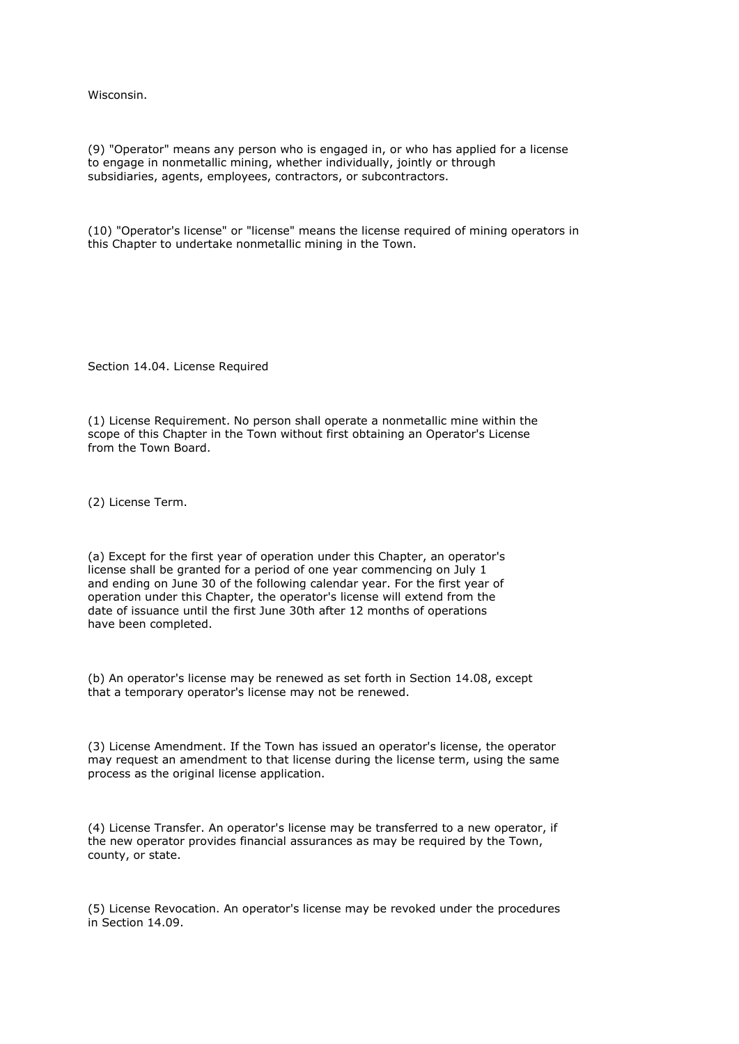Wisconsin.

(9) "Operator" means any person who is engaged in, or who has applied for a license to engage in nonmetallic mining, whether individually, jointly or through subsidiaries, agents, employees, contractors, or subcontractors.

(10) "Operator's license" or "license" means the license required of mining operators in this Chapter to undertake nonmetallic mining in the Town.

## Section 14.04. License Required

(1) License Requirement. No person shall operate a nonmetallic mine within the scope of this Chapter in the Town without first obtaining an Operator's License from the Town Board.

(2) License Term.

(a) Except for the first year of operation under this Chapter, an operator's license shall be granted for a period of one year commencing on July 1 and ending on June 30 of the following calendar year. For the first year of operation under this Chapter, the operator's license will extend from the date of issuance until the first June 30th after 12 months of operations have been completed.

(b) An operator's license may be renewed as set forth in Section 14.08, except that a temporary operator's license may not be renewed.

(3) License Amendment. If the Town has issued an operator's license, the operator may request an amendment to that license during the license term, using the same process as the original license application.

(4) License Transfer. An operator's license may be transferred to a new operator, if the new operator provides financial assurances as may be required by the Town, county, or state.

(5) License Revocation. An operator's license may be revoked under the procedures in Section 14.09.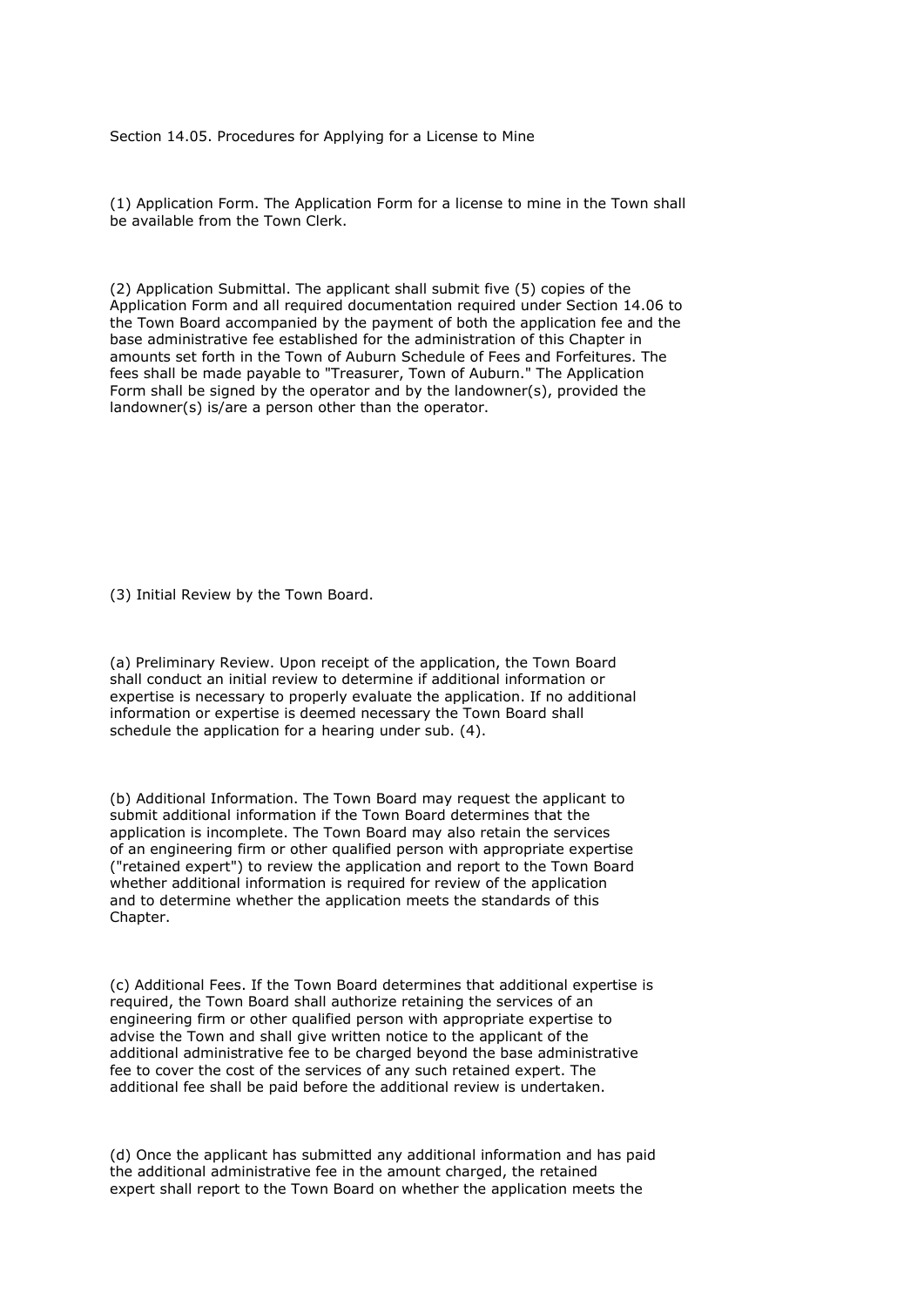Section 14.05. Procedures for Applying for a License to Mine

(1) Application Form. The Application Form for a license to mine in the Town shall be available from the Town Clerk.

(2) Application Submittal. The applicant shall submit five (5) copies of the Application Form and all required documentation required under Section 14.06 to the Town Board accompanied by the payment of both the application fee and the base administrative fee established for the administration of this Chapter in amounts set forth in the Town of Auburn Schedule of Fees and Forfeitures. The fees shall be made payable to "Treasurer, Town of Auburn." The Application Form shall be signed by the operator and by the landowner(s), provided the landowner(s) is/are a person other than the operator.

(3) Initial Review by the Town Board.

(a) Preliminary Review. Upon receipt of the application, the Town Board shall conduct an initial review to determine if additional information or expertise is necessary to properly evaluate the application. If no additional information or expertise is deemed necessary the Town Board shall schedule the application for a hearing under sub. (4).

(b) Additional Information. The Town Board may request the applicant to submit additional information if the Town Board determines that the application is incomplete. The Town Board may also retain the services of an engineering firm or other qualified person with appropriate expertise ("retained expert") to review the application and report to the Town Board whether additional information is required for review of the application and to determine whether the application meets the standards of this Chapter.

(c) Additional Fees. If the Town Board determines that additional expertise is required, the Town Board shall authorize retaining the services of an engineering firm or other qualified person with appropriate expertise to advise the Town and shall give written notice to the applicant of the additional administrative fee to be charged beyond the base administrative fee to cover the cost of the services of any such retained expert. The additional fee shall be paid before the additional review is undertaken.

(d) Once the applicant has submitted any additional information and has paid the additional administrative fee in the amount charged, the retained expert shall report to the Town Board on whether the application meets the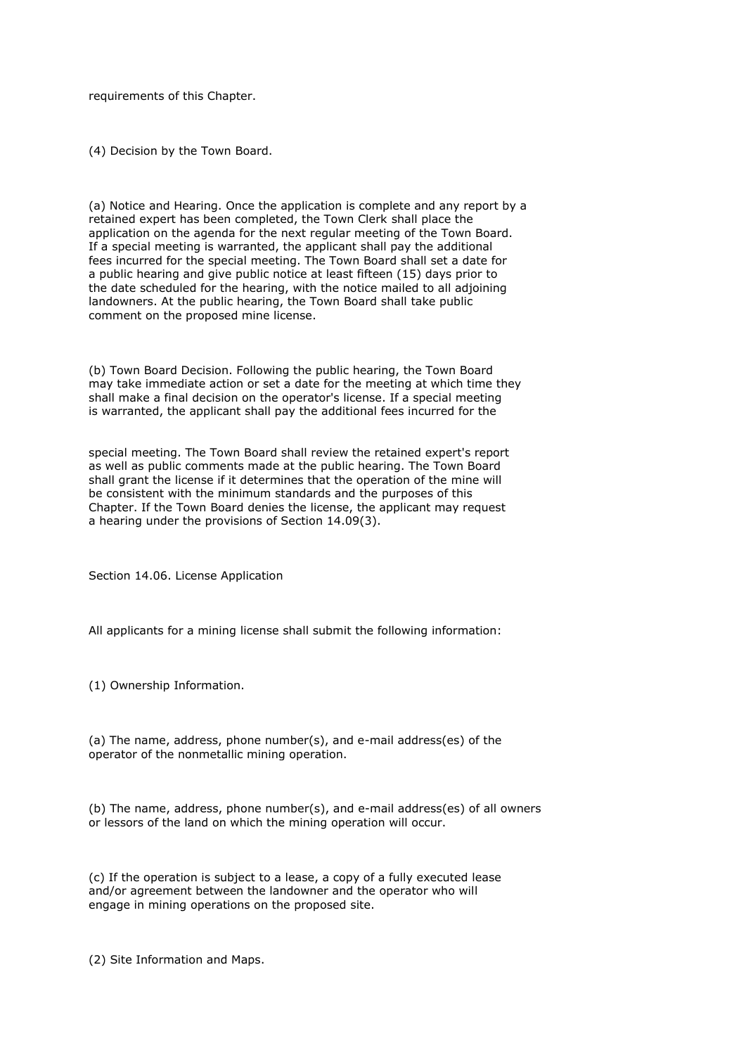requirements of this Chapter.

(4) Decision by the Town Board.

(a) Notice and Hearing. Once the application is complete and any report by a retained expert has been completed, the Town Clerk shall place the application on the agenda for the next regular meeting of the Town Board. If a special meeting is warranted, the applicant shall pay the additional fees incurred for the special meeting. The Town Board shall set a date for a public hearing and give public notice at least fifteen (15) days prior to the date scheduled for the hearing, with the notice mailed to all adjoining landowners. At the public hearing, the Town Board shall take public comment on the proposed mine license.

(b) Town Board Decision. Following the public hearing, the Town Board may take immediate action or set a date for the meeting at which time they shall make a final decision on the operator's license. If a special meeting is warranted, the applicant shall pay the additional fees incurred for the special meeting. The Town Board shall review the retained expert's report as well as public comments made at the public hearing. The Town Board shall grant the license if it determines that the operation of the mine will be consistent with the minimum standards and the purposes of this Chapter. If the Town Board denies the license, the applicant may request a hearing under the provisions of Section 14.09(3).

## Section 14.06. License Application

All applicants for a mining license shall submit the following information:

(1) Ownership Information.

(a) The name, address, phone number(s), and e-mail address(es) of the operator of the nonmetallic mining operation.

(b) The name, address, phone number(s), and e-mail address(es) of all owners or lessors of the land on which the mining operation will occur.

(c) If the operation is subject to a lease, a copy of a fully executed lease and/or agreement between the landowner and the operator who will engage in mining operations on the proposed site.

(2) Site Information and Maps.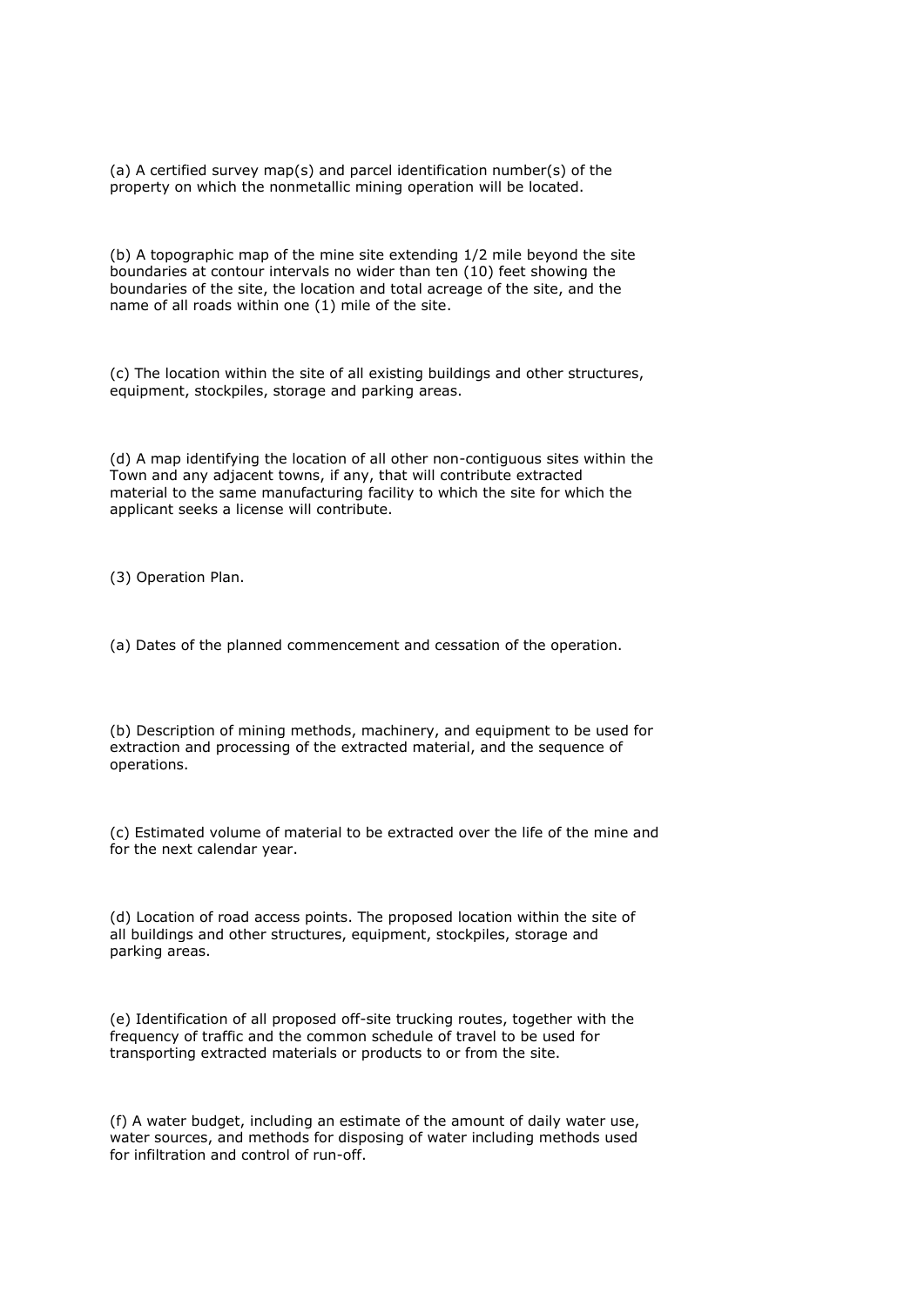(a) A certified survey map(s) and parcel identification number(s) of the property on which the nonmetallic mining operation will be located.

(b) A topographic map of the mine site extending 1/2 mile beyond the site boundaries at contour intervals no wider than ten (10) feet showing the boundaries of the site, the location and total acreage of the site, and the name of all roads within one (1) mile of the site.

(c) The location within the site of all existing buildings and other structures, equipment, stockpiles, storage and parking areas.

(d) A map identifying the location of all other non-contiguous sites within the Town and any adjacent towns, if any, that will contribute extracted material to the same manufacturing facility to which the site for which the applicant seeks a license will contribute.

(3) Operation Plan.

(a) Dates of the planned commencement and cessation of the operation.

(b) Description of mining methods, machinery, and equipment to be used for extraction and processing of the extracted material, and the sequence of operations.

(c) Estimated volume of material to be extracted over the life of the mine and for the next calendar year.

(d) Location of road access points. The proposed location within the site of all buildings and other structures, equipment, stockpiles, storage and parking areas.

(e) Identification of all proposed off-site trucking routes, together with the frequency of traffic and the common schedule of travel to be used for transporting extracted materials or products to or from the site.

(f) A water budget, including an estimate of the amount of daily water use, water sources, and methods for disposing of water including methods used for infiltration and control of run-off.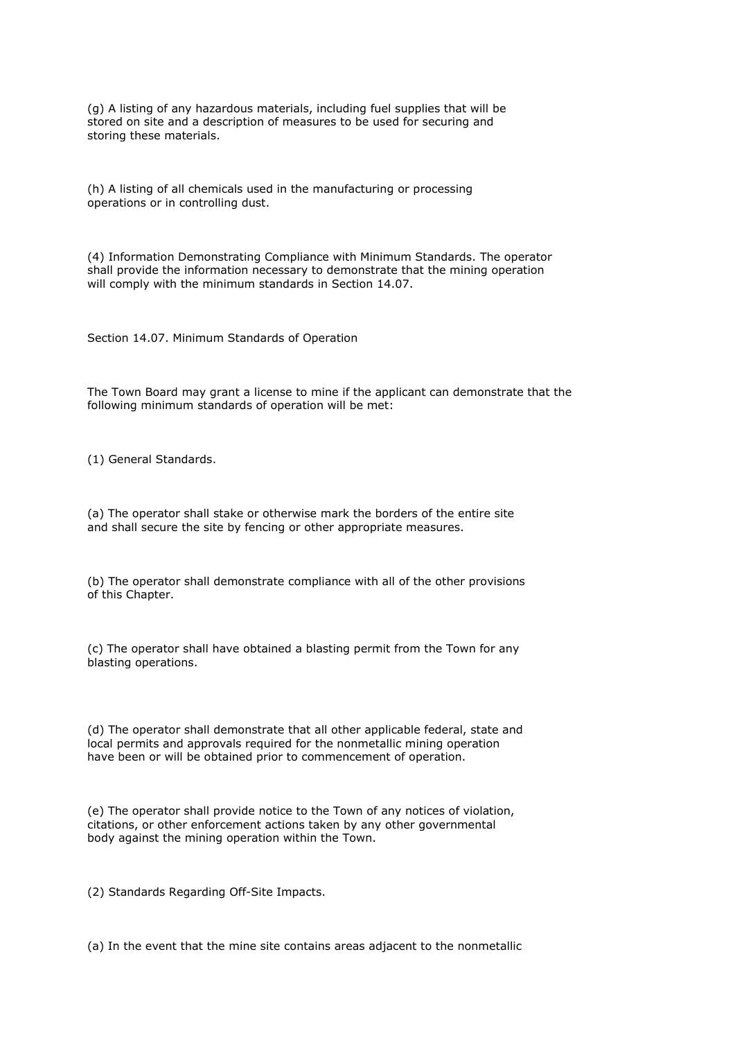(g) A listing of any hazardous materials, including fuel supplies that will be stored on site and a description of measures to be used for securing and storing these materials.

(h) A listing of all chemicals used in the manufacturing or processing operations or in controlling dust.

(4) Information Demonstrating Compliance with Minimum Standards. The operator shall provide the information necessary to demonstrate that the mining operation will comply with the minimum standards in Section 14.07.

Section 14.07. Minimum Standards of Operation

The Town Board may grant a license to mine if the applicant can demonstrate that the following minimum standards of operation will be met:

(1) General Standards.

(a) The operator shall stake or otherwise mark the borders of the entire site and shall secure the site by fencing or other appropriate measures.

(b) The operator shall demonstrate compliance with all of the other provisions of this Chapter.

(c) The operator shall have obtained a blasting permit from the Town for any blasting operations.

(d) The operator shall demonstrate that all other applicable federal, state and local permits and approvals required for the nonmetallic mining operation have been or will be obtained prior to commencement of operation.

(e) The operator shall provide notice to the Town of any notices of violation, citations, or other enforcement actions taken by any other governmental body against the mining operation within the Town.

(2) Standards Regarding Off-Site Impacts.

(a) In the event that the mine site contains areas adjacent to the nonmetallic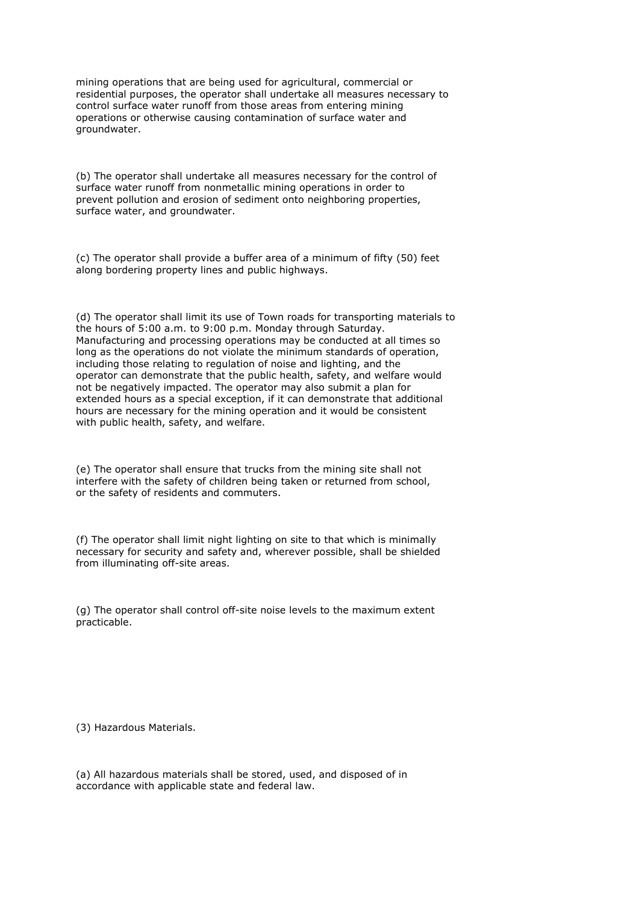mining operations that are being used for agricultural, commercial or residential purposes, the operator shall undertake all measures necessary to control surface water runoff from those areas from entering mining operations or otherwise causing contamination of surface water and groundwater.

(b) The operator shall undertake all measures necessary for the control of surface water runoff from nonmetallic mining operations in order to prevent pollution and erosion of sediment onto neighboring properties, surface water, and groundwater.

(c) The operator shall provide a buffer area of a minimum of fifty (50) feet along bordering property lines and public highways.

(d) The operator shall limit its use of Town roads for transporting materials to the hours of 5:00 a.m. to 9:00 p.m. Monday through Saturday. Manufacturing and processing operations may be conducted at all times so long as the operations do not violate the minimum standards of operation, including those relating to regulation of noise and lighting, and the operator can demonstrate that the public health, safety, and welfare would not be negatively impacted. The operator may also submit a plan for extended hours as a special exception, if it can demonstrate that additional hours are necessary for the mining operation and it would be consistent with public health, safety, and welfare.

(e) The operator shall ensure that trucks from the mining site shall not interfere with the safety of children being taken or returned from school, or the safety of residents and commuters.

(f) The operator shall limit night lighting on site to that which is minimally necessary for security and safety and, wherever possible, shall be shielded from illuminating off-site areas.

(g) The operator shall control off-site noise levels to the maximum extent practicable.

(3) Hazardous Materials.

(a) All hazardous materials shall be stored, used, and disposed of in accordance with applicable state and federal law.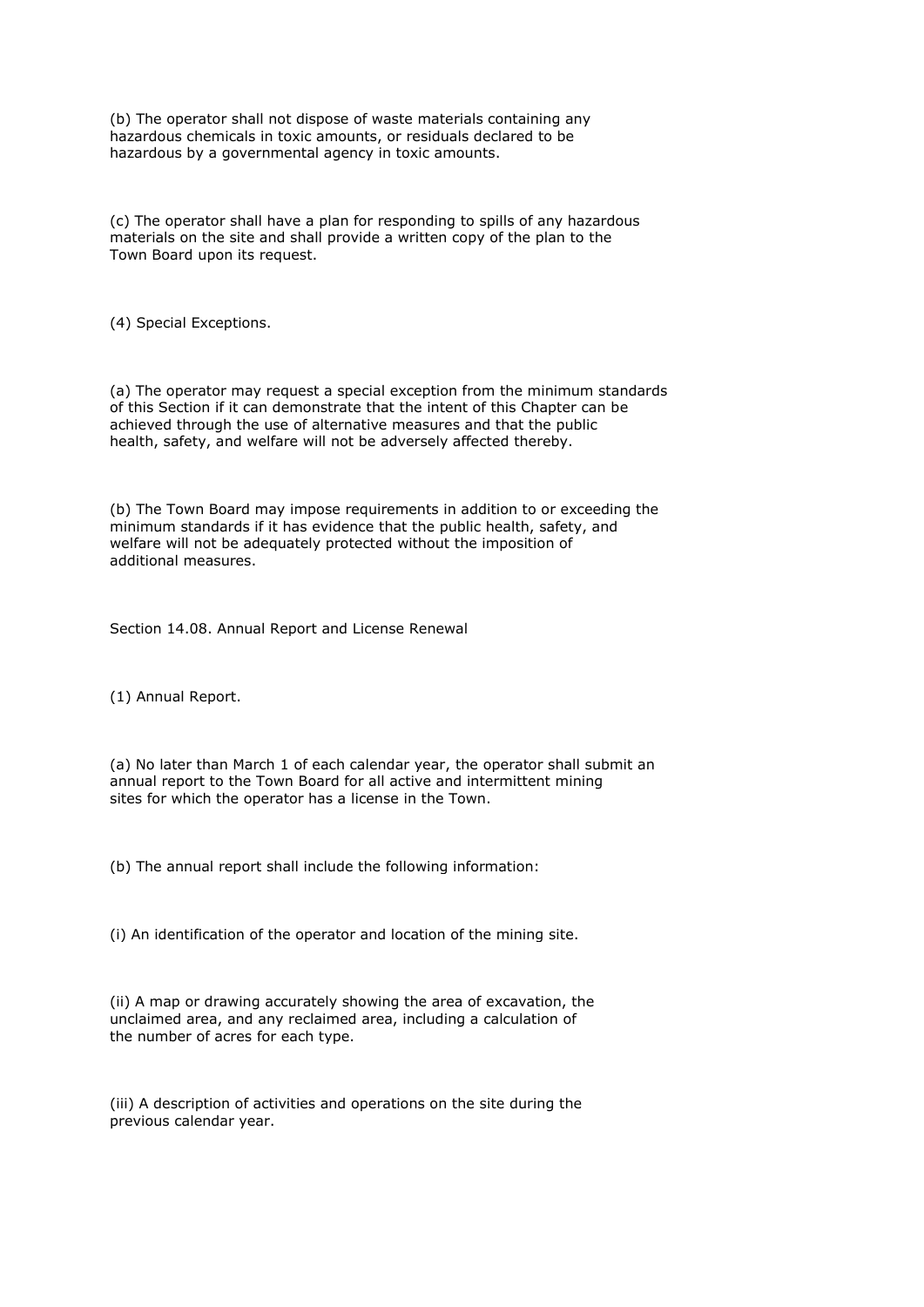(b) The operator shall not dispose of waste materials containing any hazardous chemicals in toxic amounts, or residuals declared to be hazardous by a governmental agency in toxic amounts.

(c) The operator shall have a plan for responding to spills of any hazardous materials on the site and shall provide a written copy of the plan to the Town Board upon its request.

(4) Special Exceptions.

(a) The operator may request a special exception from the minimum standards of this Section if it can demonstrate that the intent of this Chapter can be achieved through the use of alternative measures and that the public health, safety, and welfare will not be adversely affected thereby.

(b) The Town Board may impose requirements in addition to or exceeding the minimum standards if it has evidence that the public health, safety, and welfare will not be adequately protected without the imposition of additional measures.

Section 14.08. Annual Report and License Renewal

(1) Annual Report.

(a) No later than March 1 of each calendar year, the operator shall submit an annual report to the Town Board for all active and intermittent mining sites for which the operator has a license in the Town.

(b) The annual report shall include the following information:

(i) An identification of the operator and location of the mining site.

(ii) A map or drawing accurately showing the area of excavation, the unclaimed area, and any reclaimed area, including a calculation of the number of acres for each type.

(iii) A description of activities and operations on the site during the previous calendar year.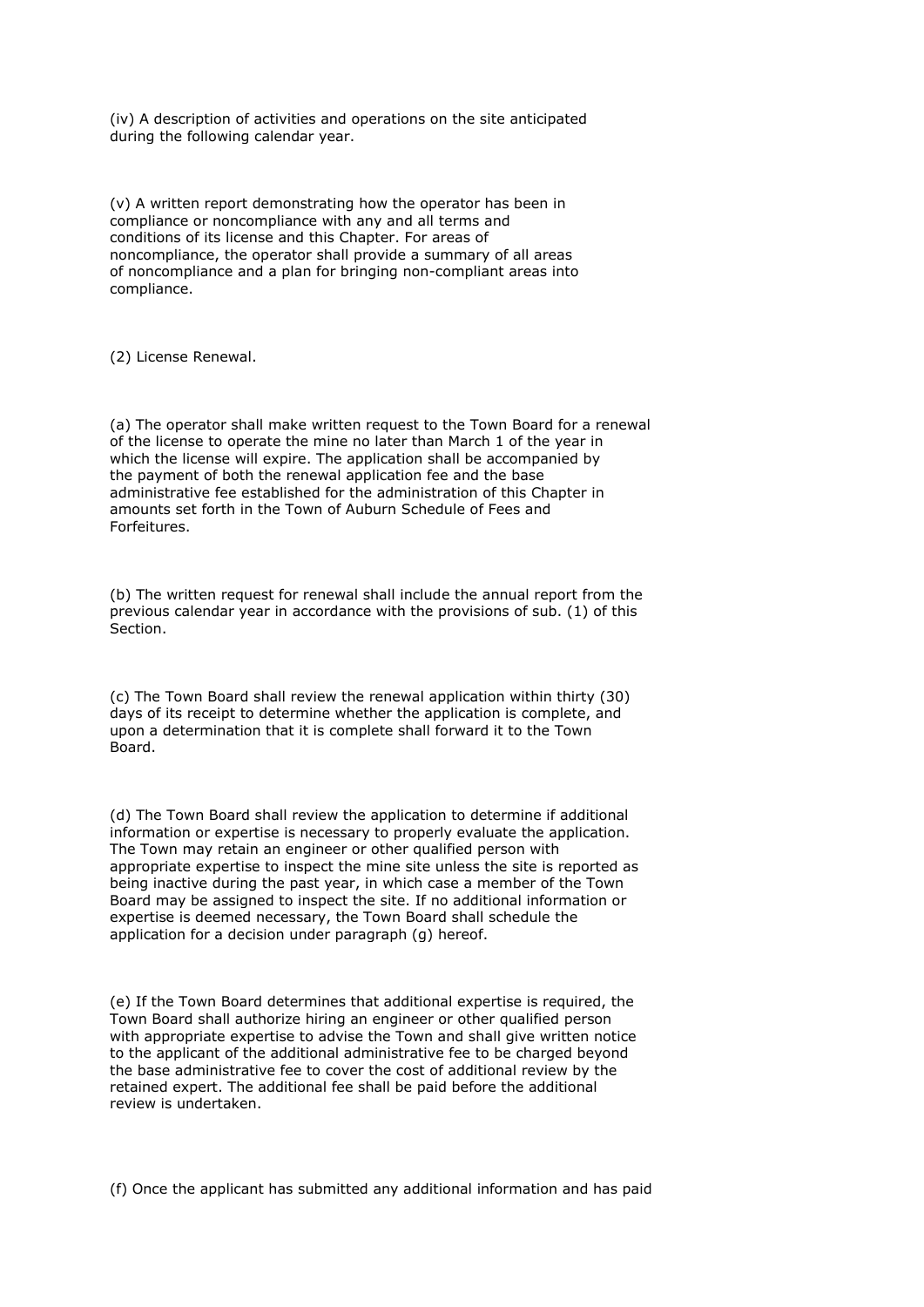(iv) A description of activities and operations on the site anticipated during the following calendar year.

(v) A written report demonstrating how the operator has been in compliance or noncompliance with any and all terms and conditions of its license and this Chapter. For areas of noncompliance, the operator shall provide a summary of all areas of noncompliance and a plan for bringing non-compliant areas into compliance.

(2) License Renewal.

(a) The operator shall make written request to the Town Board for a renewal of the license to operate the mine no later than March 1 of the year in which the license will expire. The application shall be accompanied by the payment of both the renewal application fee and the base administrative fee established for the administration of this Chapter in amounts set forth in the Town of Auburn Schedule of Fees and Forfeitures.

(b) The written request for renewal shall include the annual report from the previous calendar year in accordance with the provisions of sub. (1) of this Section.

(c) The Town Board shall review the renewal application within thirty (30) days of its receipt to determine whether the application is complete, and upon a determination that it is complete shall forward it to the Town Board.

(d) The Town Board shall review the application to determine if additional information or expertise is necessary to properly evaluate the application. The Town may retain an engineer or other qualified person with appropriate expertise to inspect the mine site unless the site is reported as being inactive during the past year, in which case a member of the Town Board may be assigned to inspect the site. If no additional information or expertise is deemed necessary, the Town Board shall schedule the application for a decision under paragraph (g) hereof.

(e) If the Town Board determines that additional expertise is required, the Town Board shall authorize hiring an engineer or other qualified person with appropriate expertise to advise the Town and shall give written notice to the applicant of the additional administrative fee to be charged beyond the base administrative fee to cover the cost of additional review by the retained expert. The additional fee shall be paid before the additional review is undertaken.

(f) Once the applicant has submitted any additional information and has paid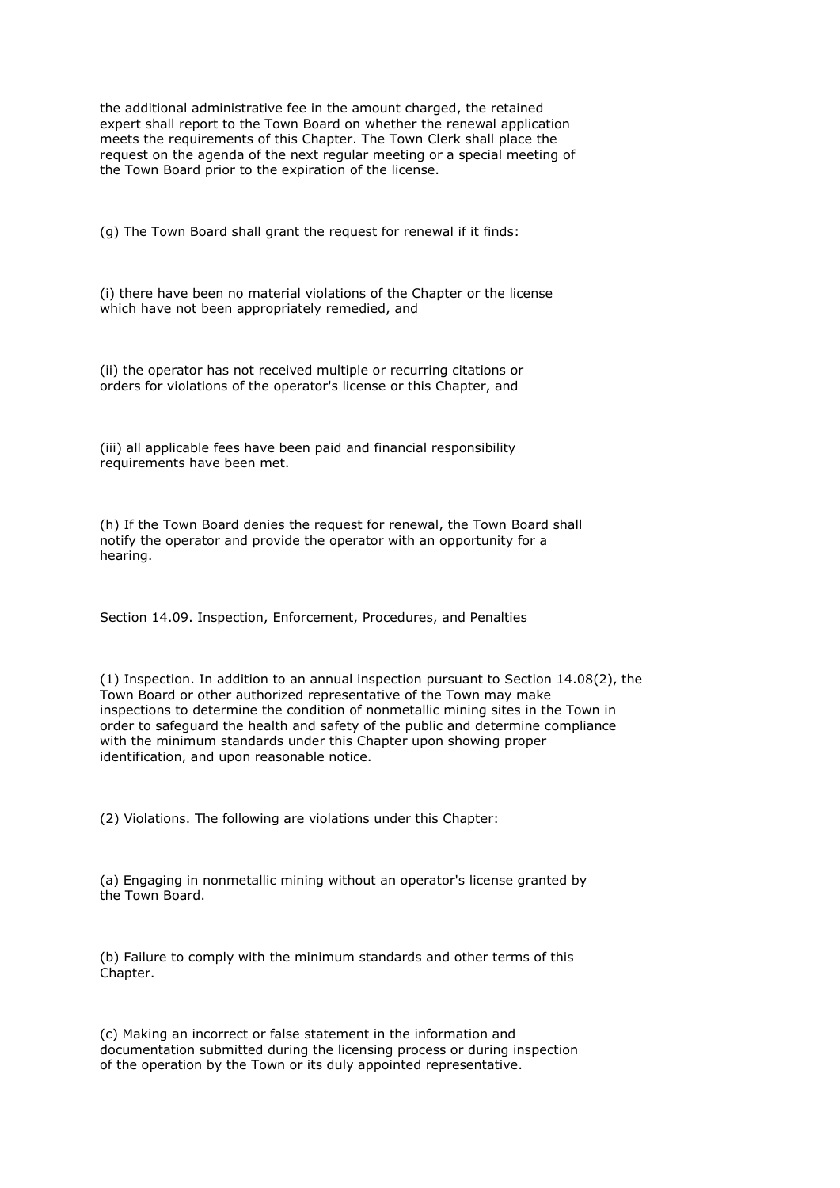the additional administrative fee in the amount charged, the retained expert shall report to the Town Board on whether the renewal application meets the requirements of this Chapter. The Town Clerk shall place the request on the agenda of the next regular meeting or a special meeting of the Town Board prior to the expiration of the license.

(g) The Town Board shall grant the request for renewal if it finds:

(i) there have been no material violations of the Chapter or the license which have not been appropriately remedied, and

(ii) the operator has not received multiple or recurring citations or orders for violations of the operator's license or this Chapter, and

(iii) all applicable fees have been paid and financial responsibility requirements have been met.

(h) If the Town Board denies the request for renewal, the Town Board shall notify the operator and provide the operator with an opportunity for a hearing.

Section 14.09. Inspection, Enforcement, Procedures, and Penalties

(1) Inspection. In addition to an annual inspection pursuant to Section 14.08(2), the Town Board or other authorized representative of the Town may make inspections to determine the condition of nonmetallic mining sites in the Town in order to safeguard the health and safety of the public and determine compliance with the minimum standards under this Chapter upon showing proper identification, and upon reasonable notice.

(2) Violations. The following are violations under this Chapter:

(a) Engaging in nonmetallic mining without an operator's license granted by the Town Board.

(b) Failure to comply with the minimum standards and other terms of this Chapter.

(c) Making an incorrect or false statement in the information and documentation submitted during the licensing process or during inspection of the operation by the Town or its duly appointed representative.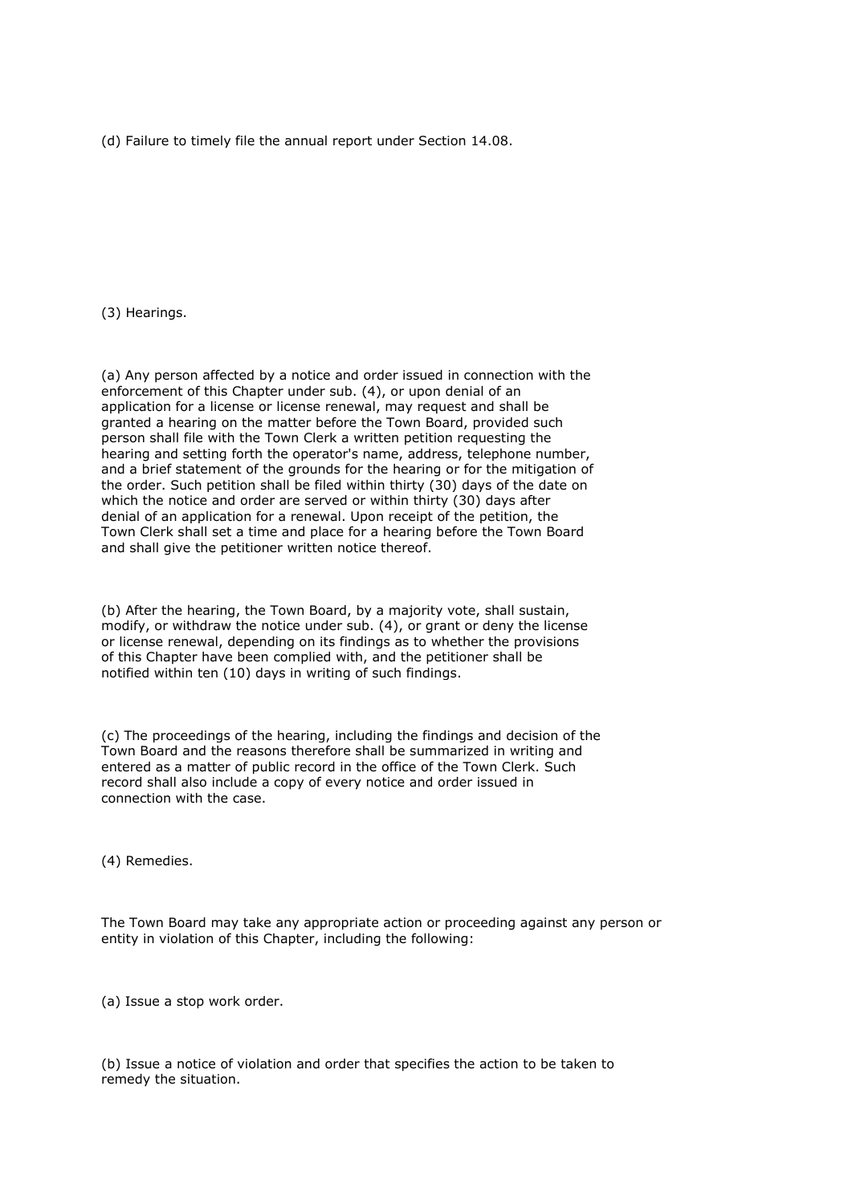(d) Failure to timely file the annual report under Section 14.08.

(3) Hearings.

(a) Any person affected by a notice and order issued in connection with the enforcement of this Chapter under sub. (4), or upon denial of an application for a license or license renewal, may request and shall be granted a hearing on the matter before the Town Board, provided such person shall file with the Town Clerk a written petition requesting the hearing and setting forth the operator's name, address, telephone number, and a brief statement of the grounds for the hearing or for the mitigation of the order. Such petition shall be filed within thirty (30) days of the date on which the notice and order are served or within thirty (30) days after denial of an application for a renewal. Upon receipt of the petition, the Town Clerk shall set a time and place for a hearing before the Town Board and shall give the petitioner written notice thereof.

(b) After the hearing, the Town Board, by a majority vote, shall sustain, modify, or withdraw the notice under sub. (4), or grant or deny the license or license renewal, depending on its findings as to whether the provisions of this Chapter have been complied with, and the petitioner shall be notified within ten (10) days in writing of such findings.

(c) The proceedings of the hearing, including the findings and decision of the Town Board and the reasons therefore shall be summarized in writing and entered as a matter of public record in the office of the Town Clerk. Such record shall also include a copy of every notice and order issued in connection with the case.

(4) Remedies.

The Town Board may take any appropriate action or proceeding against any person or entity in violation of this Chapter, including the following:

(a) Issue a stop work order.

(b) Issue a notice of violation and order that specifies the action to be taken to remedy the situation.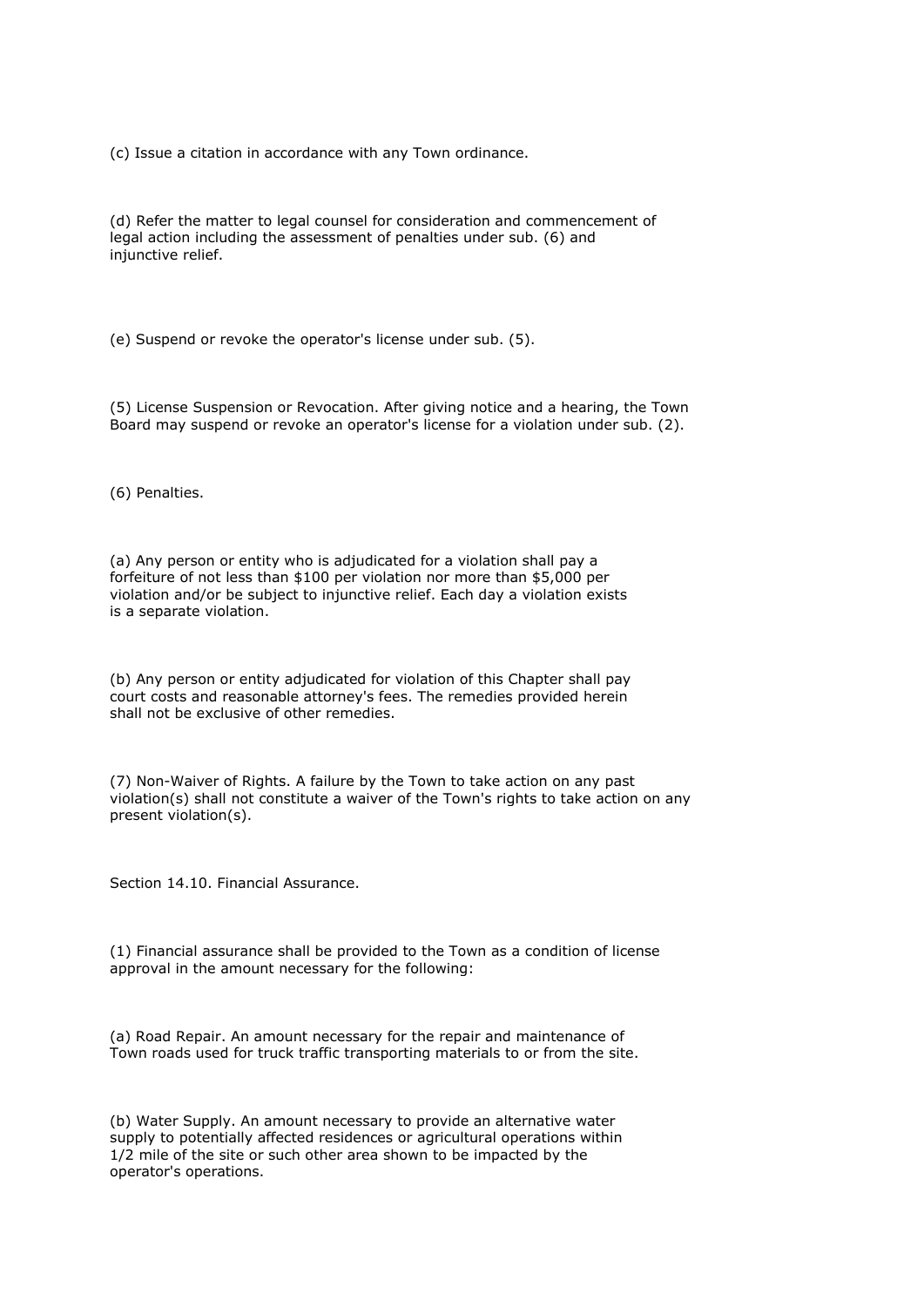(c) Issue a citation in accordance with any Town ordinance.

(d) Refer the matter to legal counsel for consideration and commencement of legal action including the assessment of penalties under sub. (6) and injunctive relief.

(e) Suspend or revoke the operator's license under sub. (5).

(5) License Suspension or Revocation. After giving notice and a hearing, the Town Board may suspend or revoke an operator's license for a violation under sub. (2).

(6) Penalties.

(a) Any person or entity who is adjudicated for a violation shall pay a forfeiture of not less than $100 per violation nor more than $5,000 per violation and/or be subject to injunctive relief. Each day a violation exists is a separate violation.

(b) Any person or entity adjudicated for violation of this Chapter shall pay court costs and reasonable attorney's fees. The remedies provided herein shall not be exclusive of other remedies.

(7) Non-Waiver of Rights. A failure by the Town to take action on any past violation(s) shall not constitute a waiver of the Town's rights to take action on any present violation(s).

Section 14.10. Financial Assurance.

(1) Financial assurance shall be provided to the Town as a condition of license approval in the amount necessary for the following:

(a) Road Repair. An amount necessary for the repair and maintenance of Town roads used for truck traffic transporting materials to or from the site.

(b) Water Supply. An amount necessary to provide an alternative water supply to potentially affected residences or agricultural operations within 1/2 mile of the site or such other area shown to be impacted by the operator's operations.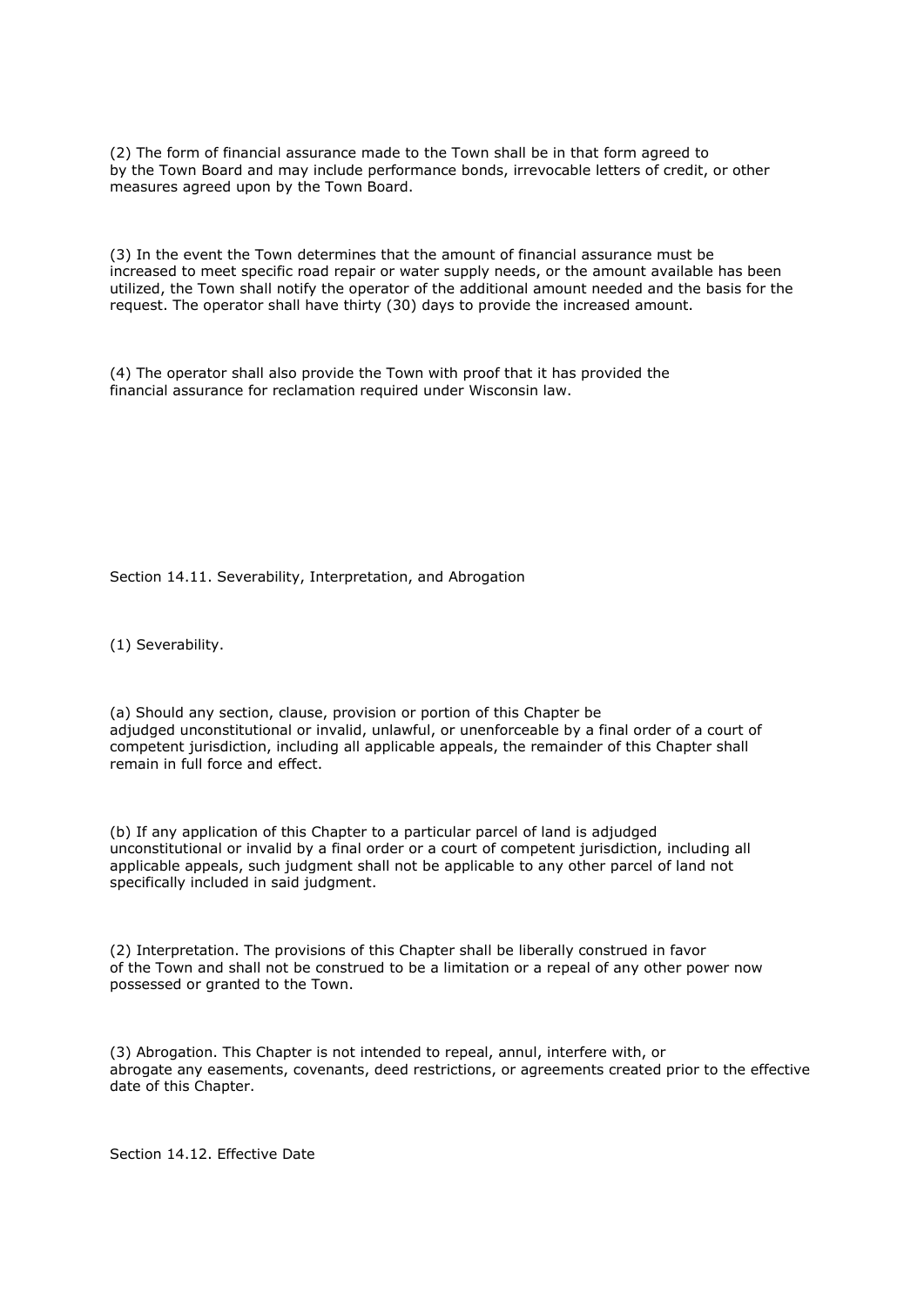(2) The form of financial assurance made to the Town shall be in that form agreed to by the Town Board and may include performance bonds, irrevocable letters of credit, or other measures agreed upon by the Town Board.

(3) In the event the Town determines that the amount of financial assurance must be increased to meet specific road repair or water supply needs, or the amount available has been utilized, the Town shall notify the operator of the additional amount needed and the basis for the request. The operator shall have thirty (30) days to provide the increased amount.

(4) The operator shall also provide the Town with proof that it has provided the financial assurance for reclamation required under Wisconsin law.

## Section 14.11. Severability, Interpretation, and Abrogation

(1) Severability.

(a) Should any section, clause, provision or portion of this Chapter be adjudged unconstitutional or invalid, unlawful, or unenforceable by a final order of a court of competent jurisdiction, including all applicable appeals, the remainder of this Chapter shall remain in full force and effect.

(b) If any application of this Chapter to a particular parcel of land is adjudged unconstitutional or invalid by a final order or a court of competent jurisdiction, including all applicable appeals, such judgment shall not be applicable to any other parcel of land not specifically included in said judgment.

(2) Interpretation. The provisions of this Chapter shall be liberally construed in favor of the Town and shall not be construed to be a limitation or a repeal of any other power now possessed or granted to the Town.

(3) Abrogation. This Chapter is not intended to repeal, annul, interfere with, or abrogate any easements, covenants, deed restrictions, or agreements created prior to the effective date of this Chapter.

## Section 14.12. Effective Date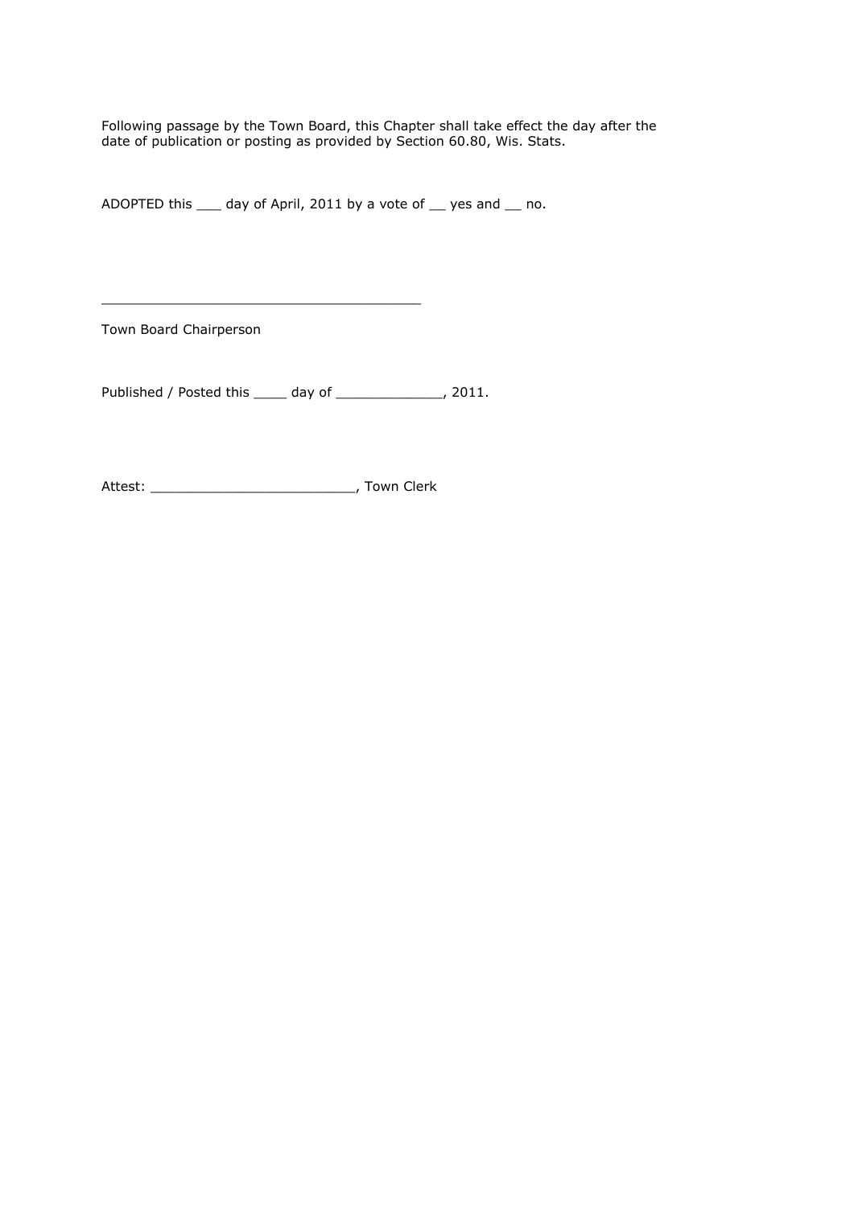Following passage by the Town Board, this Chapter shall take effect the day after the date of publication or posting as provided by Section 60.80, Wis. Stats.

ADOPTED this ___ day of April, 2011 by a vote of __ yes and __ no.

_________________________________________

Town Board Chairperson

Published / Posted this ____ day of _____________, 2011.

Attest: _________________________, Town Clerk